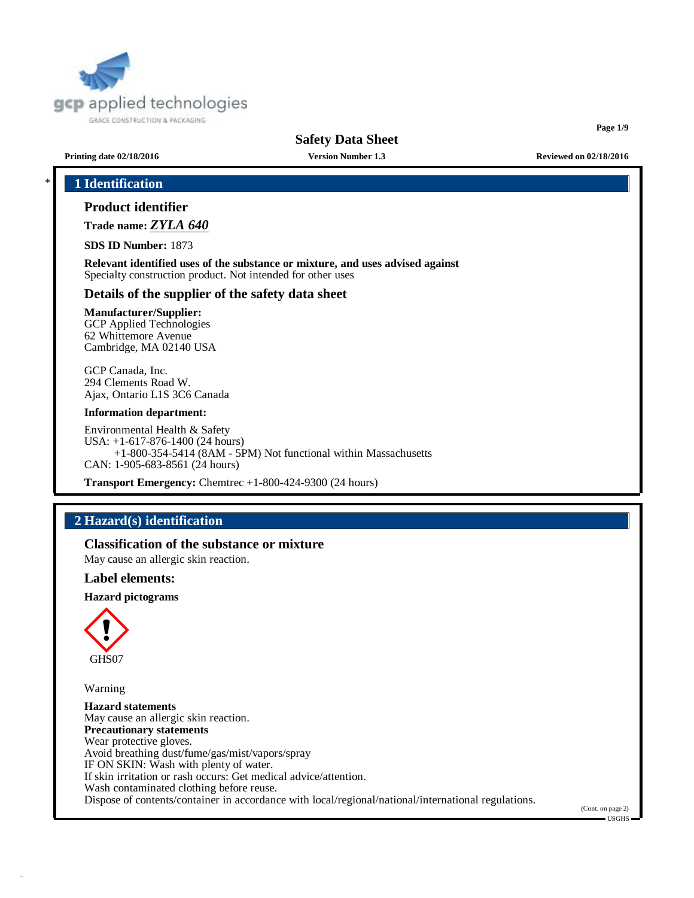# Safety Data Sheet

**Printing date 02/18/2016** **Version Number 1.3** **Reviewed on 02/18/2016**

## 1 Identification

### Product identifier

**Trade name:** ***ZYLA 640***

**SDS ID Number:** 1873

**Relevant identified uses of the substance or mixture, and uses advised against**
Specialty construction product. Not intended for other uses

### Details of the supplier of the safety data sheet

**Manufacturer/Supplier:**
GCP Applied Technologies
62 Whittemore Avenue
Cambridge, MA 02140 USA

GCP Canada, Inc.
294 Clements Road W.
Ajax, Ontario L1S 3C6 Canada

**Information department:**

Environmental Health & Safety
USA: +1-617-876-1400 (24 hours)
+1-800-354-5414 (8AM - 5PM) Not functional within Massachusetts
CAN: 1-905-683-8561 (24 hours)

**Transport Emergency:** Chemtrec +1-800-424-9300 (24 hours)

## 2 Hazard(s) identification

### Classification of the substance or mixture

May cause an allergic skin reaction.

### Label elements:

**Hazard pictograms**

GHS07

Warning

**Hazard statements**
May cause an allergic skin reaction.
**Precautionary statements**
Wear protective gloves.
Avoid breathing dust/fume/gas/mist/vapors/spray
IF ON SKIN: Wash with plenty of water.
If skin irritation or rash occurs: Get medical advice/attention.
Wash contaminated clothing before reuse.
Dispose of contents/container in accordance with local/regional/national/international regulations.

(Cont. on page 2)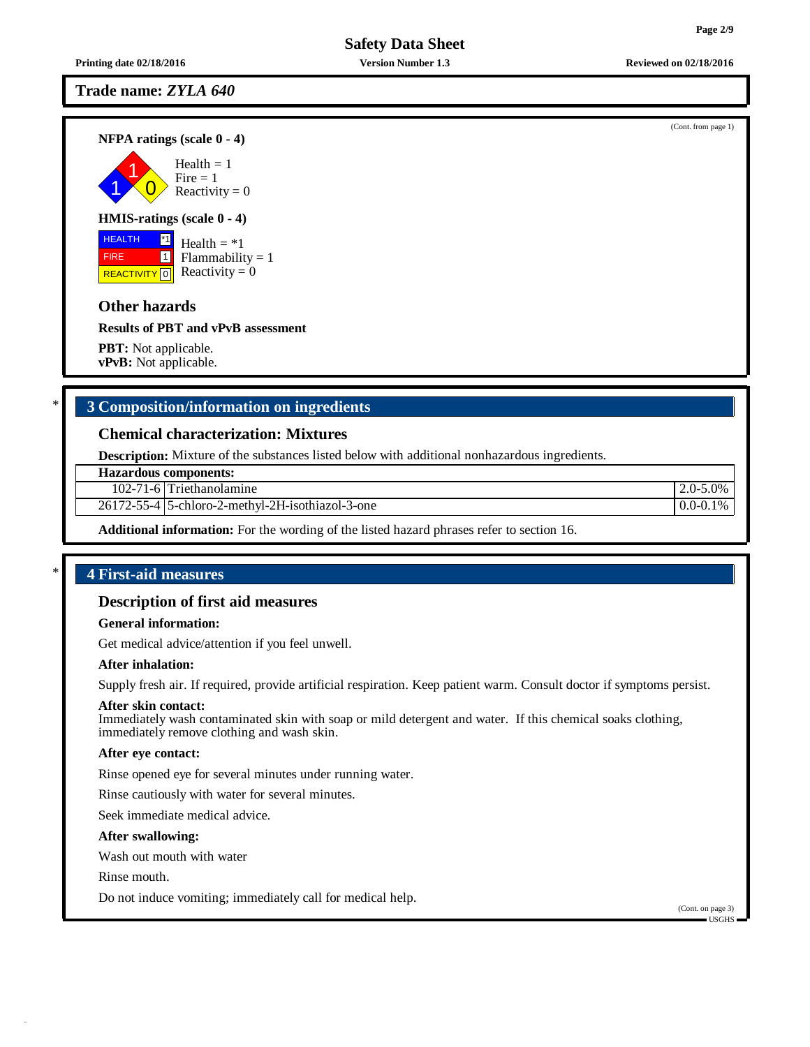**Trade name:** ***ZYLA 640***

(Cont. from page 1)

**NFPA ratings (scale 0 - 4)**

Health = 1
Fire = 1
Reactivity = 0

**HMIS-ratings (scale 0 - 4)**

| | |
|---|---|
| HEALTH | *1 |
| FIRE | 1 |
| REACTIVITY | 0 |

Health = *1
Flammability = 1
Reactivity = 0

### Other hazards

**Results of PBT and vPvB assessment**

**PBT:** Not applicable.
**vPvB:** Not applicable.

## 3 Composition/information on ingredients

### Chemical characterization: Mixtures

**Description:** Mixture of the substances listed below with additional nonhazardous ingredients.

| Hazardous components: | | |
|---|---|---|
| 102-71-6 | Triethanolamine | 2.0-5.0% |
| 26172-55-4 | 5-chloro-2-methyl-2H-isothiazol-3-one | 0.0-0.1% |

**Additional information:** For the wording of the listed hazard phrases refer to section 16.

## 4 First-aid measures

### Description of first aid measures

**General information:**

Get medical advice/attention if you feel unwell.

**After inhalation:**

Supply fresh air. If required, provide artificial respiration. Keep patient warm. Consult doctor if symptoms persist.

**After skin contact:**
Immediately wash contaminated skin with soap or mild detergent and water. If this chemical soaks clothing, immediately remove clothing and wash skin.

**After eye contact:**

Rinse opened eye for several minutes under running water.

Rinse cautiously with water for several minutes.

Seek immediate medical advice.

**After swallowing:**

Wash out mouth with water

Rinse mouth.

Do not induce vomiting; immediately call for medical help.

(Cont. on page 3)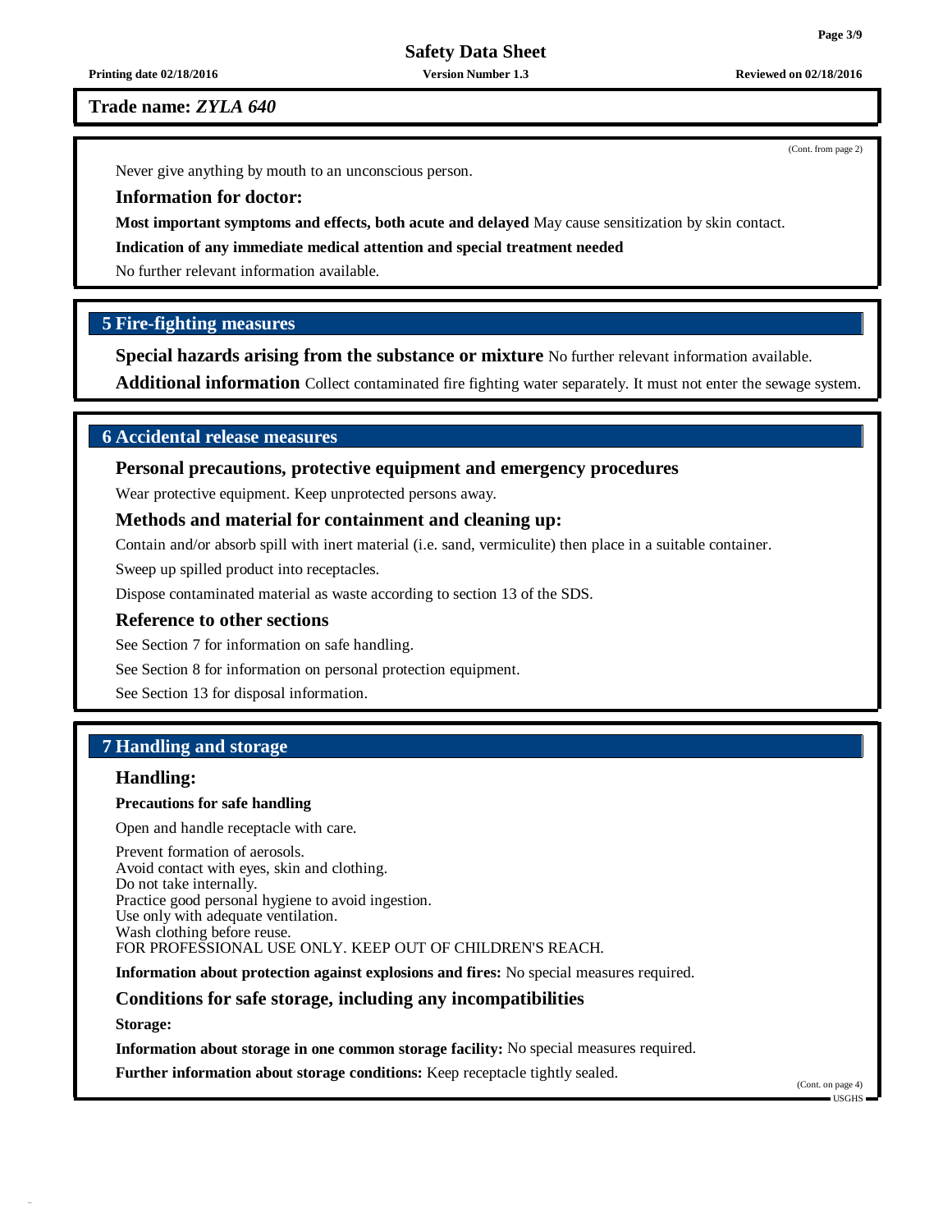**Trade name:** ***ZYLA 640***

(Cont. from page 2)

Never give anything by mouth to an unconscious person.

### Information for doctor:

**Most important symptoms and effects, both acute and delayed** May cause sensitization by skin contact.

**Indication of any immediate medical attention and special treatment needed**

No further relevant information available.

## 5 Fire-fighting measures

**Special hazards arising from the substance or mixture** No further relevant information available.

**Additional information** Collect contaminated fire fighting water separately. It must not enter the sewage system.

## 6 Accidental release measures

### Personal precautions, protective equipment and emergency procedures

Wear protective equipment. Keep unprotected persons away.

### Methods and material for containment and cleaning up:

Contain and/or absorb spill with inert material (i.e. sand, vermiculite) then place in a suitable container.

Sweep up spilled product into receptacles.

Dispose contaminated material as waste according to section 13 of the SDS.

### Reference to other sections

See Section 7 for information on safe handling.

See Section 8 for information on personal protection equipment.

See Section 13 for disposal information.

## 7 Handling and storage

### Handling:

**Precautions for safe handling**

Open and handle receptacle with care.

Prevent formation of aerosols.
Avoid contact with eyes, skin and clothing.
Do not take internally.
Practice good personal hygiene to avoid ingestion.
Use only with adequate ventilation.
Wash clothing before reuse.
FOR PROFESSIONAL USE ONLY. KEEP OUT OF CHILDREN'S REACH.

**Information about protection against explosions and fires:** No special measures required.

### Conditions for safe storage, including any incompatibilities

**Storage:**

**Information about storage in one common storage facility:** No special measures required.

**Further information about storage conditions:** Keep receptacle tightly sealed.

(Cont. on page 4)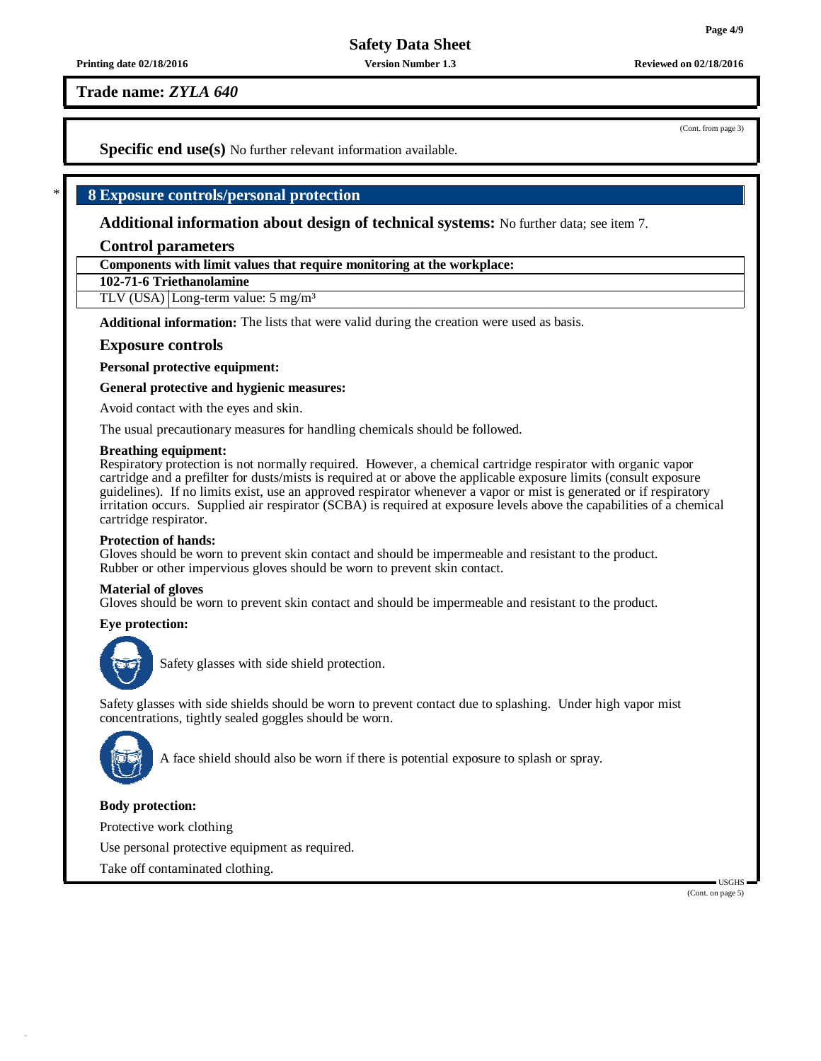Trade name: *ZYLA 640*

(Cont. from page 3)

**Specific end use(s)** No further relevant information available.

## 8 Exposure controls/personal protection

**Additional information about design of technical systems:** No further data; see item 7.

### Control parameters

| Components with limit values that require monitoring at the workplace: | |
|---|---|
| **102-71-6 Triethanolamine** | |
| TLV (USA) | Long-term value: 5 mg/m³ |

**Additional information:** The lists that were valid during the creation were used as basis.

### Exposure controls

**Personal protective equipment:**

**General protective and hygienic measures:**

Avoid contact with the eyes and skin.

The usual precautionary measures for handling chemicals should be followed.

**Breathing equipment:**
Respiratory protection is not normally required. However, a chemical cartridge respirator with organic vapor cartridge and a prefilter for dusts/mists is required at or above the applicable exposure limits (consult exposure guidelines). If no limits exist, use an approved respirator whenever a vapor or mist is generated or if respiratory irritation occurs. Supplied air respirator (SCBA) is required at exposure levels above the capabilities of a chemical cartridge respirator.

**Protection of hands:**
Gloves should be worn to prevent skin contact and should be impermeable and resistant to the product.
Rubber or other impervious gloves should be worn to prevent skin contact.

**Material of gloves**
Gloves should be worn to prevent skin contact and should be impermeable and resistant to the product.

**Eye protection:**

Safety glasses with side shield protection.

Safety glasses with side shields should be worn to prevent contact due to splashing. Under high vapor mist concentrations, tightly sealed goggles should be worn.

A face shield should also be worn if there is potential exposure to splash or spray.

**Body protection:**

Protective work clothing

Use personal protective equipment as required.

Take off contaminated clothing.

(Cont. on page 5)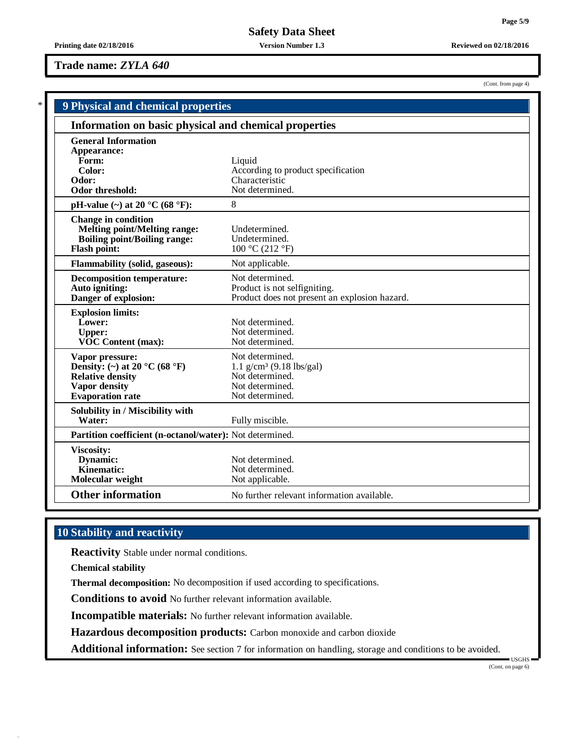**Trade name:** ***ZYLA 640***

(Cont. from page 4)

## 9 Physical and chemical properties

### Information on basic physical and chemical properties

| | |
|---|---|
| **General Information** | |
| **Appearance:** | |
| **Form:** | Liquid |
| **Color:** | According to product specification |
| **Odor:** | Characteristic |
| **Odor threshold:** | Not determined. |
| **pH-value (~) at 20 °C (68 °F):** | 8 |
| **Change in condition** | |
| **Melting point/Melting range:** | Undetermined. |
| **Boiling point/Boiling range:** | Undetermined. |
| **Flash point:** | 100 °C (212 °F) |
| **Flammability (solid, gaseous):** | Not applicable. |
| **Decomposition temperature:** | Not determined. |
| **Auto igniting:** | Product is not selfigniting. |
| **Danger of explosion:** | Product does not present an explosion hazard. |
| **Explosion limits:** | |
| **Lower:** | Not determined. |
| **Upper:** | Not determined. |
| **VOC Content (max):** | Not determined. |
| **Vapor pressure:** | Not determined. |
| **Density: (~) at 20 °C (68 °F)** | 1.1 g/cm³ (9.18 lbs/gal) |
| **Relative density** | Not determined. |
| **Vapor density** | Not determined. |
| **Evaporation rate** | Not determined. |
| **Solubility in / Miscibility with** | |
| **Water:** | Fully miscible. |
| **Partition coefficient (n-octanol/water):** | Not determined. |
| **Viscosity:** | |
| **Dynamic:** | Not determined. |
| **Kinematic:** | Not determined. |
| **Molecular weight** | Not applicable. |
| **Other information** | No further relevant information available. |

## 10 Stability and reactivity

**Reactivity** Stable under normal conditions.

**Chemical stability**

**Thermal decomposition:** No decomposition if used according to specifications.

**Conditions to avoid** No further relevant information available.

**Incompatible materials:** No further relevant information available.

**Hazardous decomposition products:** Carbon monoxide and carbon dioxide

**Additional information:** See section 7 for information on handling, storage and conditions to be avoided.

(Cont. on page 6)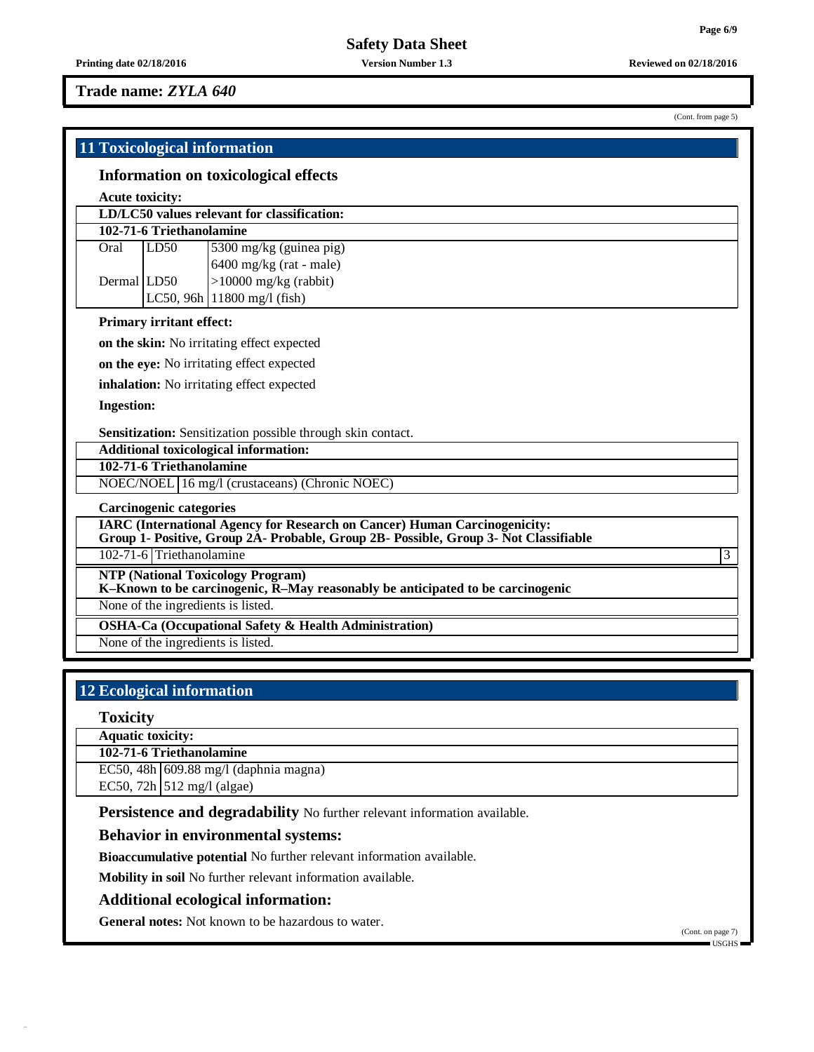Trade name: *ZYLA 640*

(Cont. from page 5)

## 11 Toxicological information

### Information on toxicological effects

**Acute toxicity:**

| **LD/LC50 values relevant for classification:** | | |
|---|---|---|
| **102-71-6 Triethanolamine** | | |
| Oral | LD50 | 5300 mg/kg (guinea pig) |
| | | 6400 mg/kg (rat - male) |
| Dermal | LD50 | >10000 mg/kg (rabbit) |
| | LC50, 96h | 11800 mg/l (fish) |

**Primary irritant effect:**

**on the skin:** No irritating effect expected

**on the eye:** No irritating effect expected

**inhalation:** No irritating effect expected

**Ingestion:**

**Sensitization:** Sensitization possible through skin contact.

| **Additional toxicological information:** | |
|---|---|
| **102-71-6 Triethanolamine** | |
| NOEC/NOEL | 16 mg/l (crustaceans) (Chronic NOEC) |

**Carcinogenic categories**

| **IARC (International Agency for Research on Cancer) Human Carcinogenicity: Group 1- Positive, Group 2A- Probable, Group 2B- Possible, Group 3- Not Classifiable** | | |
|---|---|---|
| 102-71-6 | Triethanolamine | 3 |

| **NTP (National Toxicology Program) K–Known to be carcinogenic, R–May reasonably be anticipated to be carcinogenic** |
|---|
| None of the ingredients is listed. |

| **OSHA-Ca (Occupational Safety & Health Administration)** |
|---|
| None of the ingredients is listed. |

## 12 Ecological information

### Toxicity

| **Aquatic toxicity:** | |
|---|---|
| **102-71-6 Triethanolamine** | |
| EC50, 48h | 609.88 mg/l (daphnia magna) |
| EC50, 72h | 512 mg/l (algae) |

**Persistence and degradability** No further relevant information available.

### Behavior in environmental systems:

**Bioaccumulative potential** No further relevant information available.

**Mobility in soil** No further relevant information available.

### Additional ecological information:

**General notes:** Not known to be hazardous to water.

(Cont. on page 7)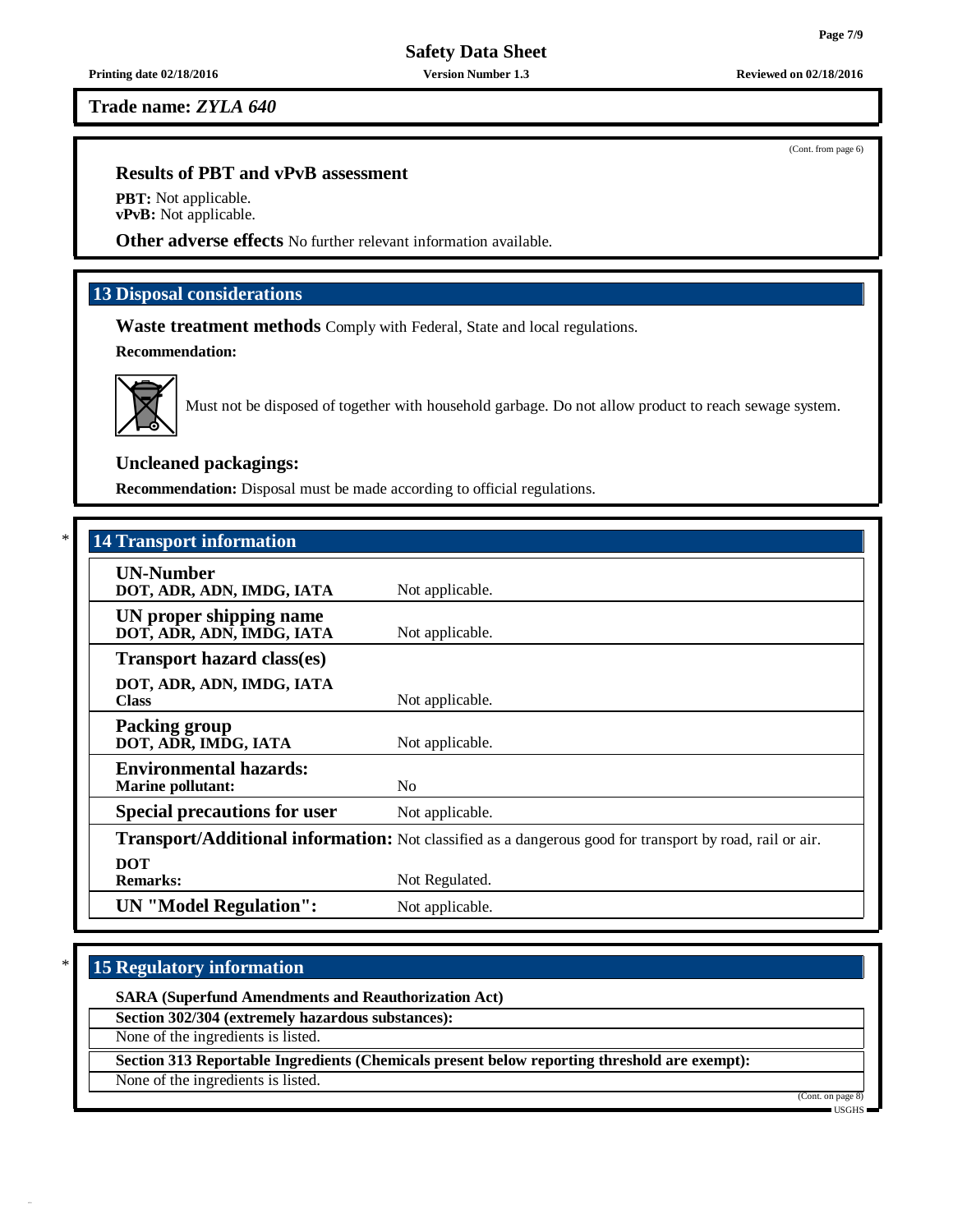Trade name: *ZYLA 640*

(Cont. from page 6)

### Results of PBT and vPvB assessment

**PBT:** Not applicable.
**vPvB:** Not applicable.

**Other adverse effects** No further relevant information available.

## 13 Disposal considerations

**Waste treatment methods** Comply with Federal, State and local regulations.

**Recommendation:**

Must not be disposed of together with household garbage. Do not allow product to reach sewage system.

### Uncleaned packagings:

**Recommendation:** Disposal must be made according to official regulations.

## * 14 Transport information

| | |
|---|---|
| **UN-Number**<br>**DOT, ADR, ADN, IMDG, IATA** | Not applicable. |
| **UN proper shipping name**<br>**DOT, ADR, ADN, IMDG, IATA** | Not applicable. |
| **Transport hazard class(es)**<br>**DOT, ADR, ADN, IMDG, IATA**<br>**Class** | Not applicable. |
| **Packing group**<br>**DOT, ADR, IMDG, IATA** | Not applicable. |
| **Environmental hazards:**<br>**Marine pollutant:** | No |
| **Special precautions for user** | Not applicable. |
| **Transport/Additional information:** | Not classified as a dangerous good for transport by road, rail or air. |
| **DOT**<br>**Remarks:** | Not Regulated. |
| **UN "Model Regulation":** | Not applicable. |

## * 15 Regulatory information

**SARA (Superfund Amendments and Reauthorization Act)**

| **Section 302/304 (extremely hazardous substances):** |
|---|
| None of the ingredients is listed. |

| **Section 313 Reportable Ingredients (Chemicals present below reporting threshold are exempt):** |
|---|
| None of the ingredients is listed. |

(Cont. on page 8)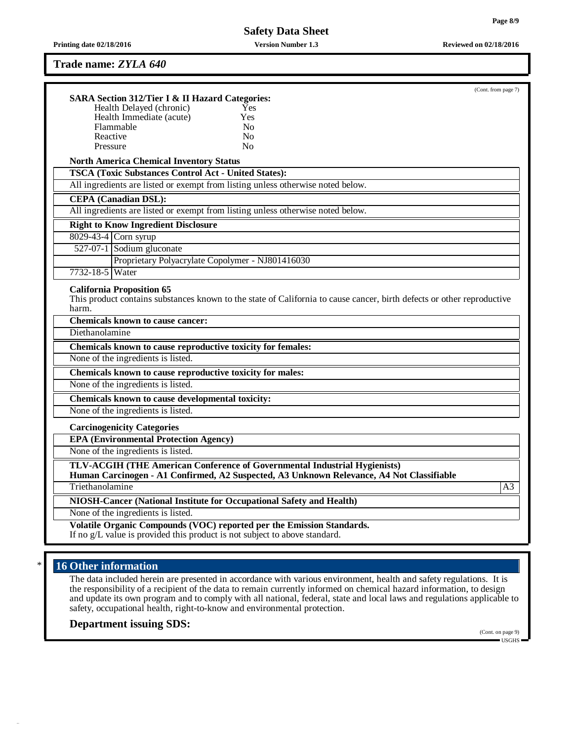**Trade name:** ***ZYLA 640***

(Cont. from page 7)

**SARA Section 312/Tier I & II Hazard Categories:**

| | |
|---|---|
| Health Delayed (chronic) | Yes |
| Health Immediate (acute) | Yes |
| Flammable | No |
| Reactive | No |
| Pressure | No |

**North America Chemical Inventory Status**

**TSCA (Toxic Substances Control Act - United States):**

All ingredients are listed or exempt from listing unless otherwise noted below.

**CEPA (Canadian DSL):**

All ingredients are listed or exempt from listing unless otherwise noted below.

**Right to Know Ingredient Disclosure**

| | |
|---|---|
| 8029-43-4 | Corn syrup |
| 527-07-1 | Sodium gluconate |
| | Proprietary Polyacrylate Copolymer - NJ801416030 |
| 7732-18-5 | Water |

**California Proposition 65**

This product contains substances known to the state of California to cause cancer, birth defects or other reproductive harm.

**Chemicals known to cause cancer:**

Diethanolamine

**Chemicals known to cause reproductive toxicity for females:**

None of the ingredients is listed.

**Chemicals known to cause reproductive toxicity for males:**

None of the ingredients is listed.

**Chemicals known to cause developmental toxicity:**

None of the ingredients is listed.

**Carcinogenicity Categories**

**EPA (Environmental Protection Agency)**

None of the ingredients is listed.

**TLV-ACGIH (THE American Conference of Governmental Industrial Hygienists)**
**Human Carcinogen - A1 Confirmed, A2 Suspected, A3 Unknown Relevance, A4 Not Classifiable**

| | |
|---|---|
| Triethanolamine | A3 |

**NIOSH-Cancer (National Institute for Occupational Safety and Health)**

None of the ingredients is listed.

**Volatile Organic Compounds (VOC) reported per the Emission Standards.**
If no g/L value is provided this product is not subject to above standard.

## * 16 Other information

The data included herein are presented in accordance with various environment, health and safety regulations. It is the responsibility of a recipient of the data to remain currently informed on chemical hazard information, to design and update its own program and to comply with all national, federal, state and local laws and regulations applicable to safety, occupational health, right-to-know and environmental protection.

### Department issuing SDS:

(Cont. on page 9)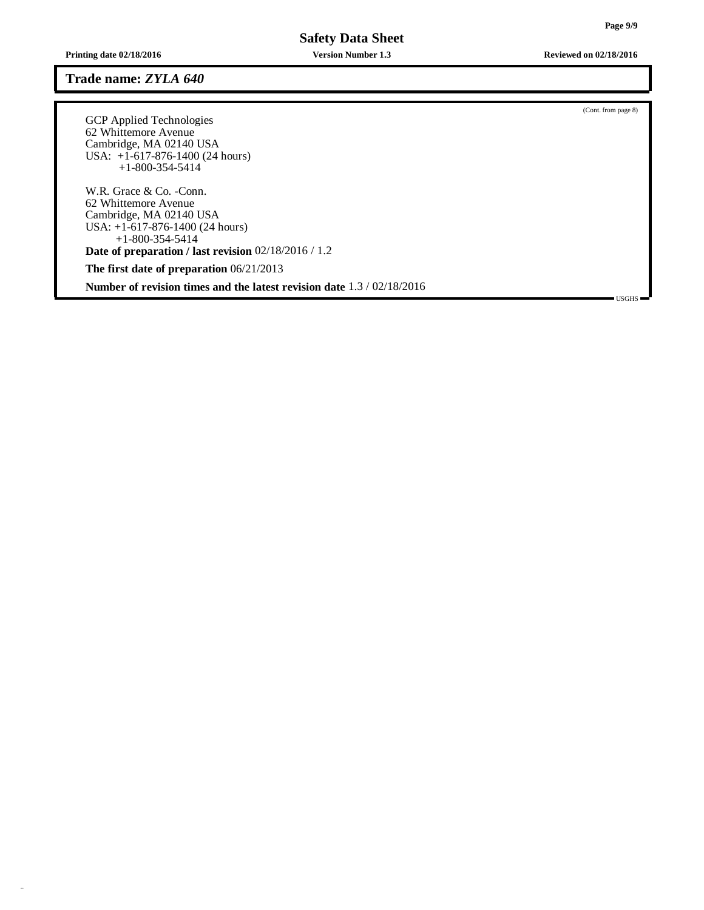**Trade name:** ***ZYLA 640***

(Cont. from page 8)

GCP Applied Technologies
62 Whittemore Avenue
Cambridge, MA 02140 USA
USA: +1-617-876-1400 (24 hours)
+1-800-354-5414

W.R. Grace & Co. -Conn.
62 Whittemore Avenue
Cambridge, MA 02140 USA
USA: +1-617-876-1400 (24 hours)
+1-800-354-5414

**Date of preparation / last revision** 02/18/2016 / 1.2

**The first date of preparation** 06/21/2013

**Number of revision times and the latest revision date** 1.3 / 02/18/2016

USGHS